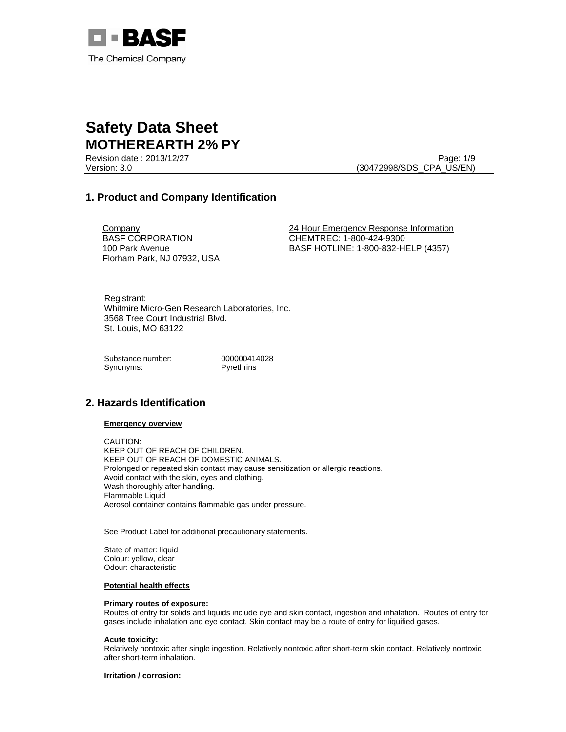BASF
The Chemical Company

# Safety Data Sheet
# MOTHEREARTH 2% PY

Revision date : 2013/12/27
Version: 3.0
(30472998/SDS_CPA_US/EN)

## 1. Product and Company Identification

Company
BASF CORPORATION
100 Park Avenue
Florham Park, NJ 07932, USA

24 Hour Emergency Response Information
CHEMTREC: 1-800-424-9300
BASF HOTLINE: 1-800-832-HELP (4357)

Registrant:
Whitmire Micro-Gen Research Laboratories, Inc.
3568 Tree Court Industrial Blvd.
St. Louis, MO 63122

Substance number: 000000414028
Synonyms: Pyrethrins

## 2. Hazards Identification

**Emergency overview**

CAUTION:
KEEP OUT OF REACH OF CHILDREN.
KEEP OUT OF REACH OF DOMESTIC ANIMALS.
Prolonged or repeated skin contact may cause sensitization or allergic reactions.
Avoid contact with the skin, eyes and clothing.
Wash thoroughly after handling.
Flammable Liquid
Aerosol container contains flammable gas under pressure.

See Product Label for additional precautionary statements.

State of matter: liquid
Colour: yellow, clear
Odour: characteristic

**Potential health effects**

**Primary routes of exposure:**
Routes of entry for solids and liquids include eye and skin contact, ingestion and inhalation. Routes of entry for gases include inhalation and eye contact. Skin contact may be a route of entry for liquified gases.

**Acute toxicity:**
Relatively nontoxic after single ingestion. Relatively nontoxic after short-term skin contact. Relatively nontoxic after short-term inhalation.

**Irritation / corrosion:**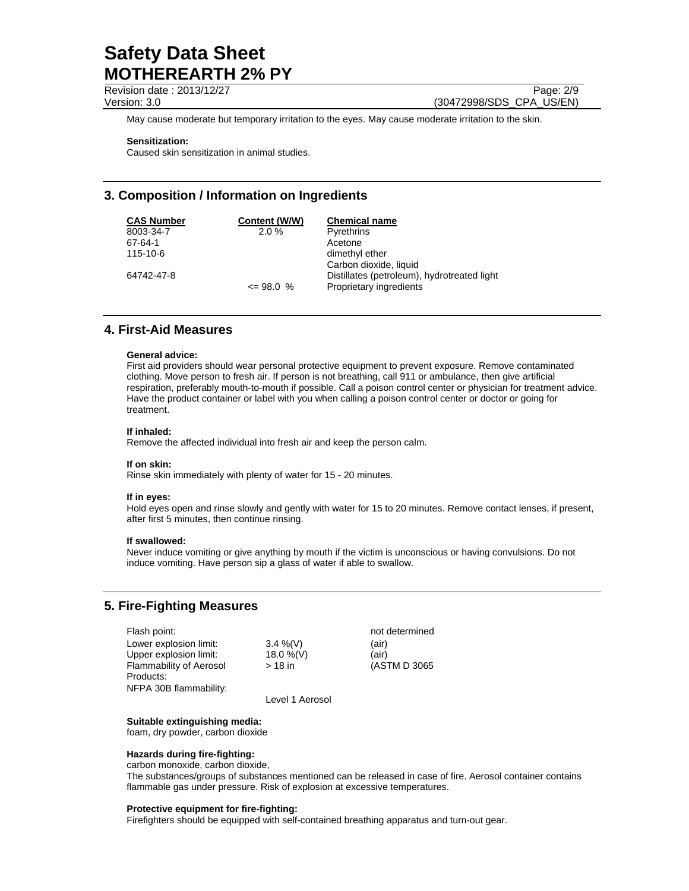May cause moderate but temporary irritation to the eyes. May cause moderate irritation to the skin.

**Sensitization:**
Caused skin sensitization in animal studies.

## 3. Composition / Information on Ingredients

| CAS Number | Content (W/W) | Chemical name |
|---|---|---|
| 8003-34-7 | 2.0 % | Pyrethrins |
| 67-64-1 | | Acetone |
| 115-10-6 | | dimethyl ether |
| | | Carbon dioxide, liquid |
| 64742-47-8 | | Distillates (petroleum), hydrotreated light |
| | <= 98.0 % | Proprietary ingredients |

## 4. First-Aid Measures

**General advice:**
First aid providers should wear personal protective equipment to prevent exposure. Remove contaminated clothing. Move person to fresh air. If person is not breathing, call 911 or ambulance, then give artificial respiration, preferably mouth-to-mouth if possible. Call a poison control center or physician for treatment advice. Have the product container or label with you when calling a poison control center or doctor or going for treatment.

**If inhaled:**
Remove the affected individual into fresh air and keep the person calm.

**If on skin:**
Rinse skin immediately with plenty of water for 15 - 20 minutes.

**If in eyes:**
Hold eyes open and rinse slowly and gently with water for 15 to 20 minutes. Remove contact lenses, if present, after first 5 minutes, then continue rinsing.

**If swallowed:**
Never induce vomiting or give anything by mouth if the victim is unconscious or having convulsions. Do not induce vomiting. Have person sip a glass of water if able to swallow.

## 5. Fire-Fighting Measures

| | | |
|---|---|---|
| Flash point: | | not determined |
| Lower explosion limit: | 3.4 %(V) | (air) |
| Upper explosion limit: | 18.0 %(V) | (air) |
| Flammability of Aerosol Products: | > 18 in | (ASTM D 3065 |
| NFPA 30B flammability: | Level 1 Aerosol | |

**Suitable extinguishing media:**
foam, dry powder, carbon dioxide

**Hazards during fire-fighting:**
carbon monoxide, carbon dioxide,
The substances/groups of substances mentioned can be released in case of fire. Aerosol container contains flammable gas under pressure. Risk of explosion at excessive temperatures.

**Protective equipment for fire-fighting:**
Firefighters should be equipped with self-contained breathing apparatus and turn-out gear.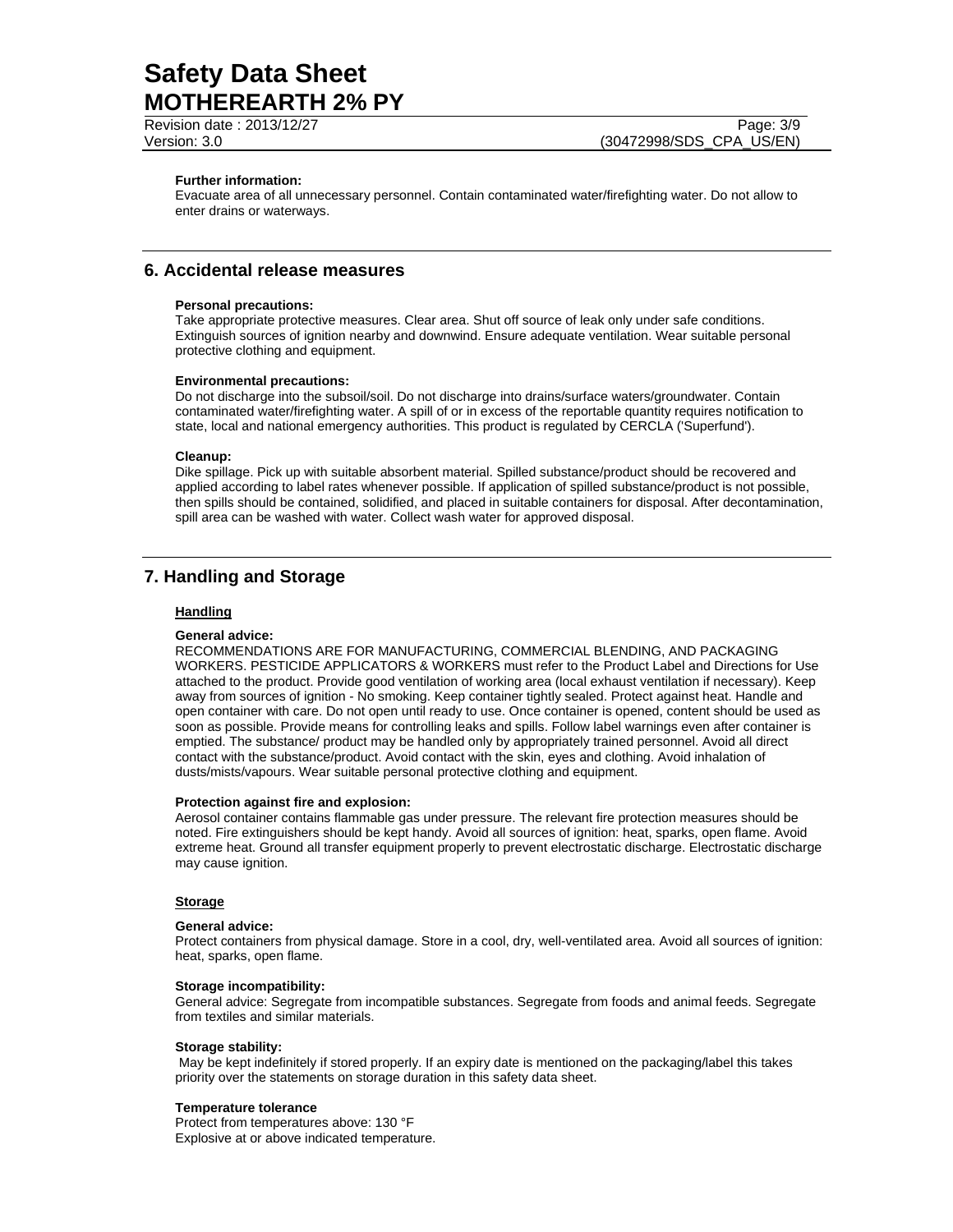**Further information:**
Evacuate area of all unnecessary personnel. Contain contaminated water/firefighting water. Do not allow to enter drains or waterways.

## 6. Accidental release measures

**Personal precautions:**
Take appropriate protective measures. Clear area. Shut off source of leak only under safe conditions. Extinguish sources of ignition nearby and downwind. Ensure adequate ventilation. Wear suitable personal protective clothing and equipment.

**Environmental precautions:**
Do not discharge into the subsoil/soil. Do not discharge into drains/surface waters/groundwater. Contain contaminated water/firefighting water. A spill of or in excess of the reportable quantity requires notification to state, local and national emergency authorities. This product is regulated by CERCLA ('Superfund').

**Cleanup:**
Dike spillage. Pick up with suitable absorbent material. Spilled substance/product should be recovered and applied according to label rates whenever possible. If application of spilled substance/product is not possible, then spills should be contained, solidified, and placed in suitable containers for disposal. After decontamination, spill area can be washed with water. Collect wash water for approved disposal.

## 7. Handling and Storage

### Handling

**General advice:**
RECOMMENDATIONS ARE FOR MANUFACTURING, COMMERCIAL BLENDING, AND PACKAGING WORKERS. PESTICIDE APPLICATORS & WORKERS must refer to the Product Label and Directions for Use attached to the product. Provide good ventilation of working area (local exhaust ventilation if necessary). Keep away from sources of ignition - No smoking. Keep container tightly sealed. Protect against heat. Handle and open container with care. Do not open until ready to use. Once container is opened, content should be used as soon as possible. Provide means for controlling leaks and spills. Follow label warnings even after container is emptied. The substance/ product may be handled only by appropriately trained personnel. Avoid all direct contact with the substance/product. Avoid contact with the skin, eyes and clothing. Avoid inhalation of dusts/mists/vapours. Wear suitable personal protective clothing and equipment.

**Protection against fire and explosion:**
Aerosol container contains flammable gas under pressure. The relevant fire protection measures should be noted. Fire extinguishers should be kept handy. Avoid all sources of ignition: heat, sparks, open flame. Avoid extreme heat. Ground all transfer equipment properly to prevent electrostatic discharge. Electrostatic discharge may cause ignition.

### Storage

**General advice:**
Protect containers from physical damage. Store in a cool, dry, well-ventilated area. Avoid all sources of ignition: heat, sparks, open flame.

**Storage incompatibility:**
General advice: Segregate from incompatible substances. Segregate from foods and animal feeds. Segregate from textiles and similar materials.

**Storage stability:**
May be kept indefinitely if stored properly. If an expiry date is mentioned on the packaging/label this takes priority over the statements on storage duration in this safety data sheet.

**Temperature tolerance**
Protect from temperatures above: 130 °F
Explosive at or above indicated temperature.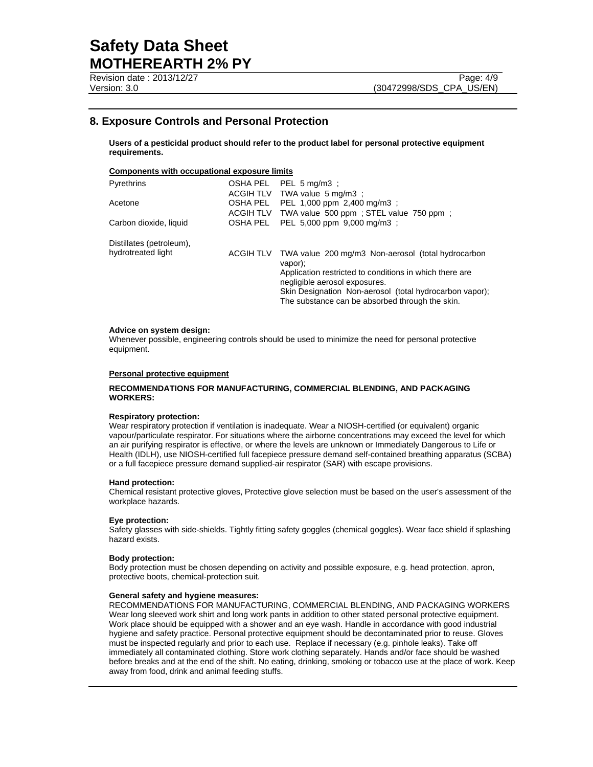## 8. Exposure Controls and Personal Protection

**Users of a pesticidal product should refer to the product label for personal protective equipment requirements.**

**Components with occupational exposure limits**

| Component | Type | Value |
|---|---|---|
| Pyrethrins | OSHA PEL | PEL 5 mg/m3 ; |
| | ACGIH TLV | TWA value 5 mg/m3 ; |
| Acetone | OSHA PEL | PEL 1,000 ppm 2,400 mg/m3 ; |
| | ACGIH TLV | TWA value 500 ppm ; STEL value 750 ppm ; |
| Carbon dioxide, liquid | OSHA PEL | PEL 5,000 ppm 9,000 mg/m3 ; |
| Distillates (petroleum), hydrotreated light | ACGIH TLV | TWA value 200 mg/m3 Non-aerosol (total hydrocarbon vapor); Application restricted to conditions in which there are negligible aerosol exposures. Skin Designation Non-aerosol (total hydrocarbon vapor); The substance can be absorbed through the skin. |

**Advice on system design:**
Whenever possible, engineering controls should be used to minimize the need for personal protective equipment.

**Personal protective equipment**

**RECOMMENDATIONS FOR MANUFACTURING, COMMERCIAL BLENDING, AND PACKAGING WORKERS:**

**Respiratory protection:**
Wear respiratory protection if ventilation is inadequate. Wear a NIOSH-certified (or equivalent) organic vapour/particulate respirator. For situations where the airborne concentrations may exceed the level for which an air purifying respirator is effective, or where the levels are unknown or Immediately Dangerous to Life or Health (IDLH), use NIOSH-certified full facepiece pressure demand self-contained breathing apparatus (SCBA) or a full facepiece pressure demand supplied-air respirator (SAR) with escape provisions.

**Hand protection:**
Chemical resistant protective gloves, Protective glove selection must be based on the user's assessment of the workplace hazards.

**Eye protection:**
Safety glasses with side-shields. Tightly fitting safety goggles (chemical goggles). Wear face shield if splashing hazard exists.

**Body protection:**
Body protection must be chosen depending on activity and possible exposure, e.g. head protection, apron, protective boots, chemical-protection suit.

**General safety and hygiene measures:**
RECOMMENDATIONS FOR MANUFACTURING, COMMERCIAL BLENDING, AND PACKAGING WORKERS Wear long sleeved work shirt and long work pants in addition to other stated personal protective equipment. Work place should be equipped with a shower and an eye wash. Handle in accordance with good industrial hygiene and safety practice. Personal protective equipment should be decontaminated prior to reuse. Gloves must be inspected regularly and prior to each use. Replace if necessary (e.g. pinhole leaks). Take off immediately all contaminated clothing. Store work clothing separately. Hands and/or face should be washed before breaks and at the end of the shift. No eating, drinking, smoking or tobacco use at the place of work. Keep away from food, drink and animal feeding stuffs.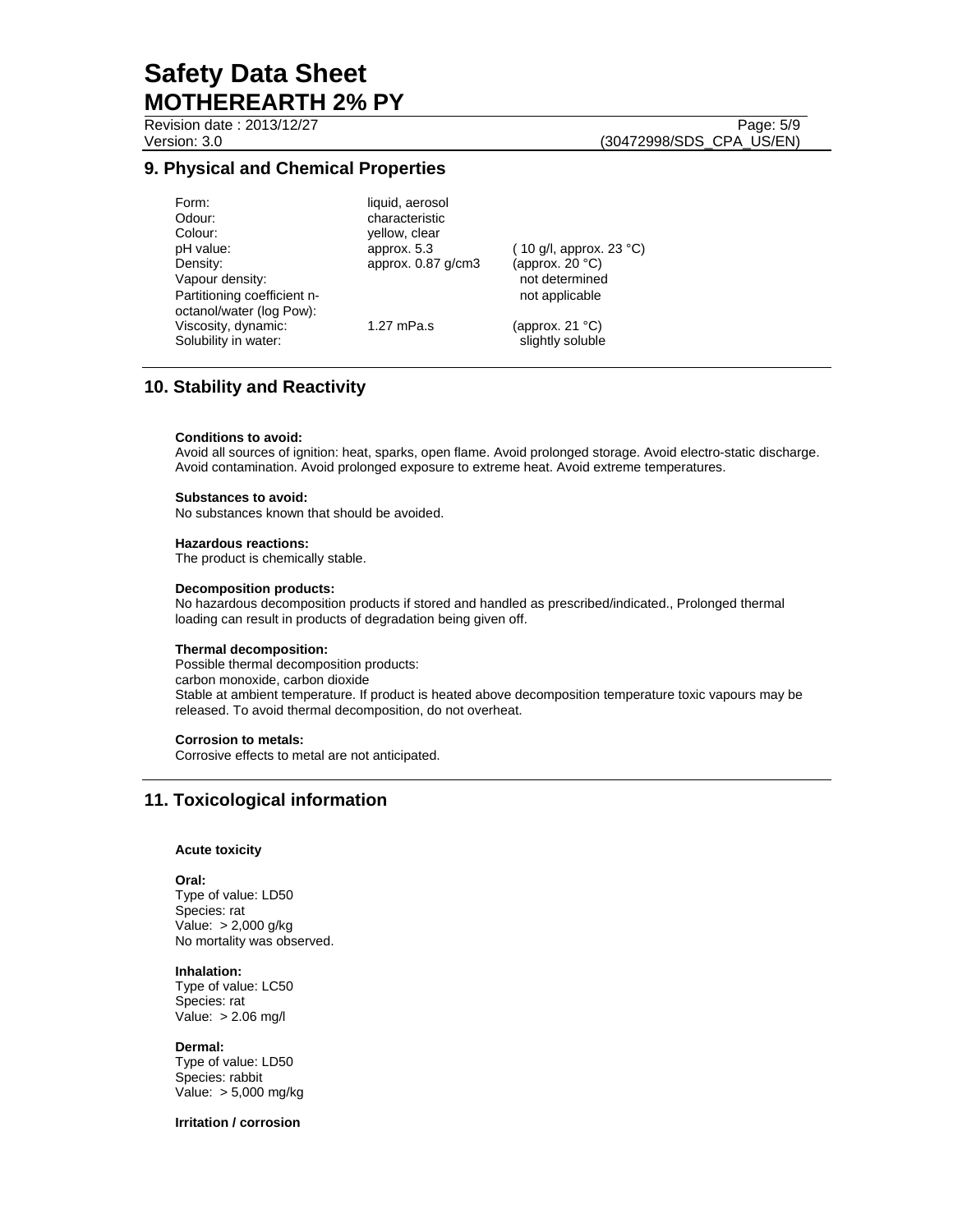## 9. Physical and Chemical Properties

| | | |
|---|---|---|
| Form: | liquid, aerosol | |
| Odour: | characteristic | |
| Colour: | yellow, clear | |
| pH value: | approx. 5.3 | ( 10 g/l, approx. 23 °C) |
| Density: | approx. 0.87 g/cm3 | (approx. 20 °C) |
| Vapour density: | | not determined |
| Partitioning coefficient n-octanol/water (log Pow): | | not applicable |
| Viscosity, dynamic: | 1.27 mPa.s | (approx. 21 °C) |
| Solubility in water: | | slightly soluble |

## 10. Stability and Reactivity

**Conditions to avoid:**
Avoid all sources of ignition: heat, sparks, open flame. Avoid prolonged storage. Avoid electro-static discharge. Avoid contamination. Avoid prolonged exposure to extreme heat. Avoid extreme temperatures.

**Substances to avoid:**
No substances known that should be avoided.

**Hazardous reactions:**
The product is chemically stable.

**Decomposition products:**
No hazardous decomposition products if stored and handled as prescribed/indicated., Prolonged thermal loading can result in products of degradation being given off.

**Thermal decomposition:**
Possible thermal decomposition products:
carbon monoxide, carbon dioxide
Stable at ambient temperature. If product is heated above decomposition temperature toxic vapours may be released. To avoid thermal decomposition, do not overheat.

**Corrosion to metals:**
Corrosive effects to metal are not anticipated.

## 11. Toxicological information

**Acute toxicity**

**Oral:**
Type of value: LD50
Species: rat
Value: > 2,000 g/kg
No mortality was observed.

**Inhalation:**
Type of value: LC50
Species: rat
Value: > 2.06 mg/l

**Dermal:**
Type of value: LD50
Species: rabbit
Value: > 5,000 mg/kg

**Irritation / corrosion**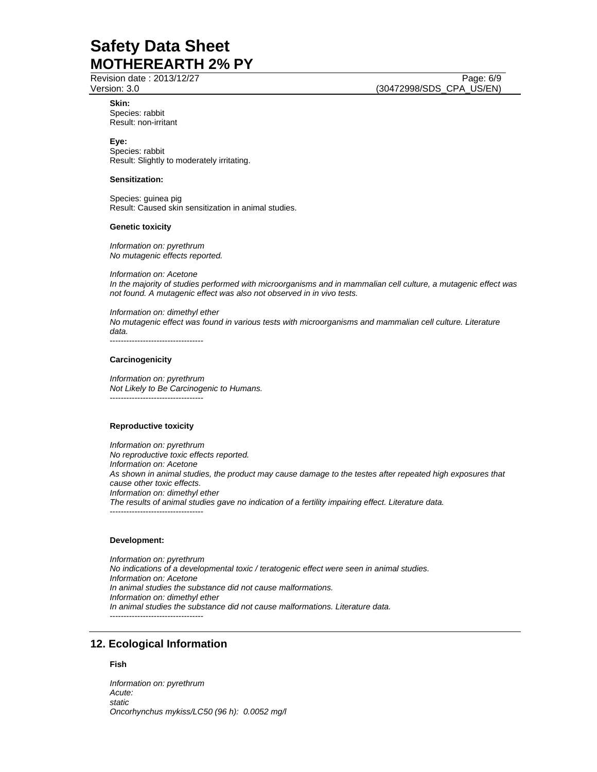**Skin:**
Species: rabbit
Result: non-irritant

**Eye:**
Species: rabbit
Result: Slightly to moderately irritating.

**Sensitization:**

Species: guinea pig
Result: Caused skin sensitization in animal studies.

**Genetic toxicity**

*Information on: pyrethrum*
*No mutagenic effects reported.*

*Information on: Acetone*
*In the majority of studies performed with microorganisms and in mammalian cell culture, a mutagenic effect was not found. A mutagenic effect was also not observed in in vivo tests.*

*Information on: dimethyl ether*
*No mutagenic effect was found in various tests with microorganisms and mammalian cell culture. Literature data.*
----------------------------------

**Carcinogenicity**

*Information on: pyrethrum*
*Not Likely to Be Carcinogenic to Humans.*
----------------------------------

**Reproductive toxicity**

*Information on: pyrethrum*
*No reproductive toxic effects reported.*
*Information on: Acetone*
*As shown in animal studies, the product may cause damage to the testes after repeated high exposures that cause other toxic effects.*
*Information on: dimethyl ether*
*The results of animal studies gave no indication of a fertility impairing effect. Literature data.*
----------------------------------

**Development:**

*Information on: pyrethrum*
*No indications of a developmental toxic / teratogenic effect were seen in animal studies.*
*Information on: Acetone*
*In animal studies the substance did not cause malformations.*
*Information on: dimethyl ether*
*In animal studies the substance did not cause malformations. Literature data.*
----------------------------------

## 12. Ecological Information

**Fish**

*Information on: pyrethrum*
*Acute:*
*static*
*Oncorhynchus mykiss/LC50 (96 h): 0.0052 mg/l*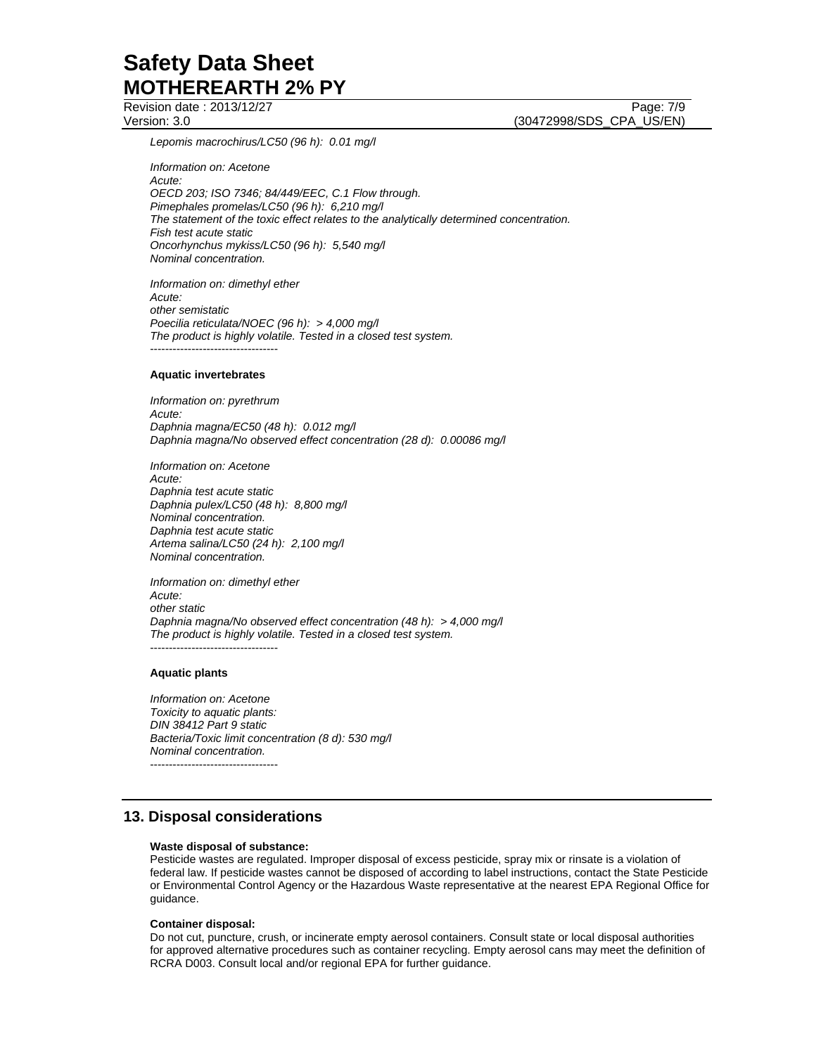*Lepomis macrochirus/LC50 (96 h): 0.01 mg/l*

*Information on: Acetone*
*Acute:*
*OECD 203; ISO 7346; 84/449/EEC, C.1 Flow through.*
*Pimephales promelas/LC50 (96 h): 6,210 mg/l*
*The statement of the toxic effect relates to the analytically determined concentration.*
*Fish test acute static*
*Oncorhynchus mykiss/LC50 (96 h): 5,540 mg/l*
*Nominal concentration.*

*Information on: dimethyl ether*
*Acute:*
*other semistatic*
*Poecilia reticulata/NOEC (96 h): > 4,000 mg/l*
*The product is highly volatile. Tested in a closed test system.*
----------------------------------

**Aquatic invertebrates**

*Information on: pyrethrum*
*Acute:*
*Daphnia magna/EC50 (48 h): 0.012 mg/l*
*Daphnia magna/No observed effect concentration (28 d): 0.00086 mg/l*

*Information on: Acetone*
*Acute:*
*Daphnia test acute static*
*Daphnia pulex/LC50 (48 h): 8,800 mg/l*
*Nominal concentration.*
*Daphnia test acute static*
*Artema salina/LC50 (24 h): 2,100 mg/l*
*Nominal concentration.*

*Information on: dimethyl ether*
*Acute:*
*other static*
*Daphnia magna/No observed effect concentration (48 h): > 4,000 mg/l*
*The product is highly volatile. Tested in a closed test system.*
----------------------------------

**Aquatic plants**

*Information on: Acetone*
*Toxicity to aquatic plants:*
*DIN 38412 Part 9 static*
*Bacteria/Toxic limit concentration (8 d): 530 mg/l*
*Nominal concentration.*
----------------------------------

## 13. Disposal considerations

**Waste disposal of substance:**
Pesticide wastes are regulated. Improper disposal of excess pesticide, spray mix or rinsate is a violation of federal law. If pesticide wastes cannot be disposed of according to label instructions, contact the State Pesticide or Environmental Control Agency or the Hazardous Waste representative at the nearest EPA Regional Office for guidance.

**Container disposal:**
Do not cut, puncture, crush, or incinerate empty aerosol containers. Consult state or local disposal authorities for approved alternative procedures such as container recycling. Empty aerosol cans may meet the definition of RCRA D003. Consult local and/or regional EPA for further guidance.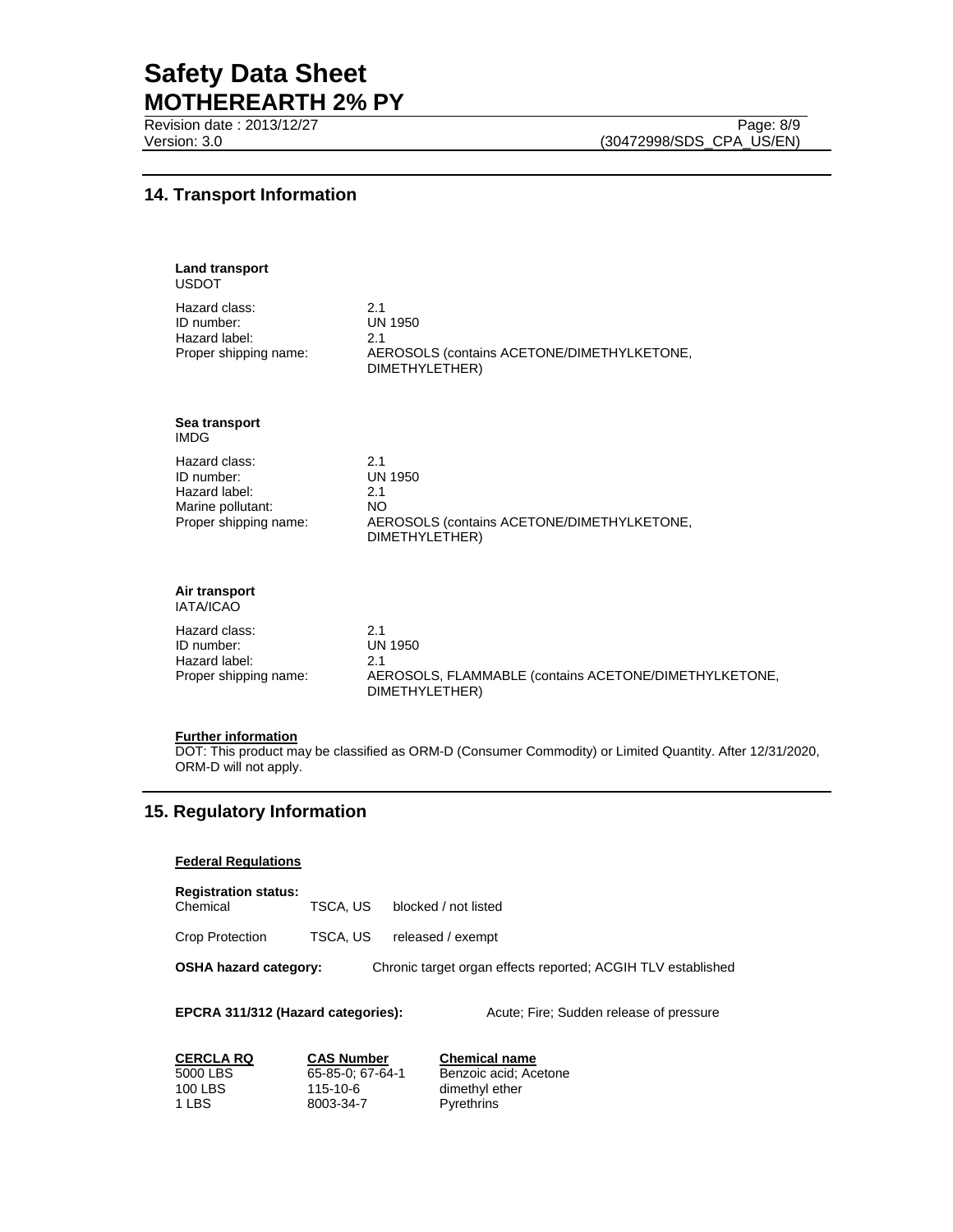## 14. Transport Information

**Land transport**
USDOT

| | |
|---|---|
| Hazard class: | 2.1 |
| ID number: | UN 1950 |
| Hazard label: | 2.1 |
| Proper shipping name: | AEROSOLS (contains ACETONE/DIMETHYLKETONE, DIMETHYLETHER) |

**Sea transport**
IMDG

| | |
|---|---|
| Hazard class: | 2.1 |
| ID number: | UN 1950 |
| Hazard label: | 2.1 |
| Marine pollutant: | NO |
| Proper shipping name: | AEROSOLS (contains ACETONE/DIMETHYLKETONE, DIMETHYLETHER) |

**Air transport**
IATA/ICAO

| | |
|---|---|
| Hazard class: | 2.1 |
| ID number: | UN 1950 |
| Hazard label: | 2.1 |
| Proper shipping name: | AEROSOLS, FLAMMABLE (contains ACETONE/DIMETHYLKETONE, DIMETHYLETHER) |

**Further information**
DOT: This product may be classified as ORM-D (Consumer Commodity) or Limited Quantity. After 12/31/2020, ORM-D will not apply.

## 15. Regulatory Information

**Federal Regulations**

**Registration status:**

| | | |
|---|---|---|
| Chemical | TSCA, US | blocked / not listed |
| Crop Protection | TSCA, US | released / exempt |

**OSHA hazard category:** Chronic target organ effects reported; ACGIH TLV established

**EPCRA 311/312 (Hazard categories):** Acute; Fire; Sudden release of pressure

| CERCLA RQ | CAS Number | Chemical name |
|---|---|---|
| 5000 LBS | 65-85-0; 67-64-1 | Benzoic acid; Acetone |
| 100 LBS | 115-10-6 | dimethyl ether |
| 1 LBS | 8003-34-7 | Pyrethrins |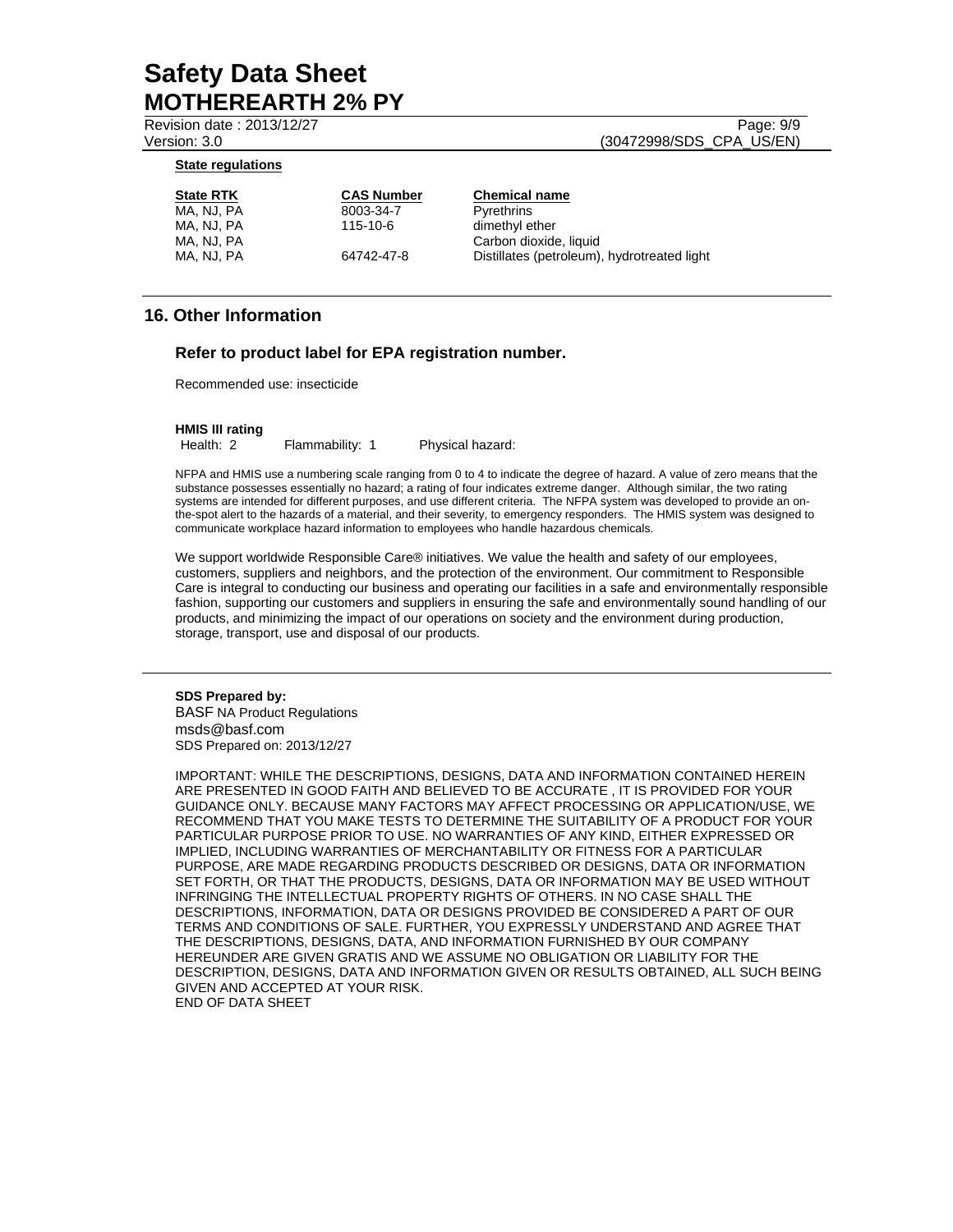**State regulations**

| State RTK | CAS Number | Chemical name |
| --- | --- | --- |
| MA, NJ, PA | 8003-34-7 | Pyrethrins |
| MA, NJ, PA | 115-10-6 | dimethyl ether |
| MA, NJ, PA | | Carbon dioxide, liquid |
| MA, NJ, PA | 64742-47-8 | Distillates (petroleum), hydrotreated light |

## 16. Other Information

### Refer to product label for EPA registration number.

Recommended use: insecticide

**HMIS III rating**

Health: 2 Flammability: 1 Physical hazard:

NFPA and HMIS use a numbering scale ranging from 0 to 4 to indicate the degree of hazard. A value of zero means that the substance possesses essentially no hazard; a rating of four indicates extreme danger. Although similar, the two rating systems are intended for different purposes, and use different criteria. The NFPA system was developed to provide an on-the-spot alert to the hazards of a material, and their severity, to emergency responders. The HMIS system was designed to communicate workplace hazard information to employees who handle hazardous chemicals.

We support worldwide Responsible Care® initiatives. We value the health and safety of our employees, customers, suppliers and neighbors, and the protection of the environment. Our commitment to Responsible Care is integral to conducting our business and operating our facilities in a safe and environmentally responsible fashion, supporting our customers and suppliers in ensuring the safe and environmentally sound handling of our products, and minimizing the impact of our operations on society and the environment during production, storage, transport, use and disposal of our products.

**SDS Prepared by:**
BASF NA Product Regulations
msds@basf.com
SDS Prepared on: 2013/12/27

IMPORTANT: WHILE THE DESCRIPTIONS, DESIGNS, DATA AND INFORMATION CONTAINED HEREIN ARE PRESENTED IN GOOD FAITH AND BELIEVED TO BE ACCURATE , IT IS PROVIDED FOR YOUR GUIDANCE ONLY. BECAUSE MANY FACTORS MAY AFFECT PROCESSING OR APPLICATION/USE, WE RECOMMEND THAT YOU MAKE TESTS TO DETERMINE THE SUITABILITY OF A PRODUCT FOR YOUR PARTICULAR PURPOSE PRIOR TO USE. NO WARRANTIES OF ANY KIND, EITHER EXPRESSED OR IMPLIED, INCLUDING WARRANTIES OF MERCHANTABILITY OR FITNESS FOR A PARTICULAR PURPOSE, ARE MADE REGARDING PRODUCTS DESCRIBED OR DESIGNS, DATA OR INFORMATION SET FORTH, OR THAT THE PRODUCTS, DESIGNS, DATA OR INFORMATION MAY BE USED WITHOUT INFRINGING THE INTELLECTUAL PROPERTY RIGHTS OF OTHERS. IN NO CASE SHALL THE DESCRIPTIONS, INFORMATION, DATA OR DESIGNS PROVIDED BE CONSIDERED A PART OF OUR TERMS AND CONDITIONS OF SALE. FURTHER, YOU EXPRESSLY UNDERSTAND AND AGREE THAT THE DESCRIPTIONS, DESIGNS, DATA, AND INFORMATION FURNISHED BY OUR COMPANY HEREUNDER ARE GIVEN GRATIS AND WE ASSUME NO OBLIGATION OR LIABILITY FOR THE DESCRIPTION, DESIGNS, DATA AND INFORMATION GIVEN OR RESULTS OBTAINED, ALL SUCH BEING GIVEN AND ACCEPTED AT YOUR RISK.
END OF DATA SHEET